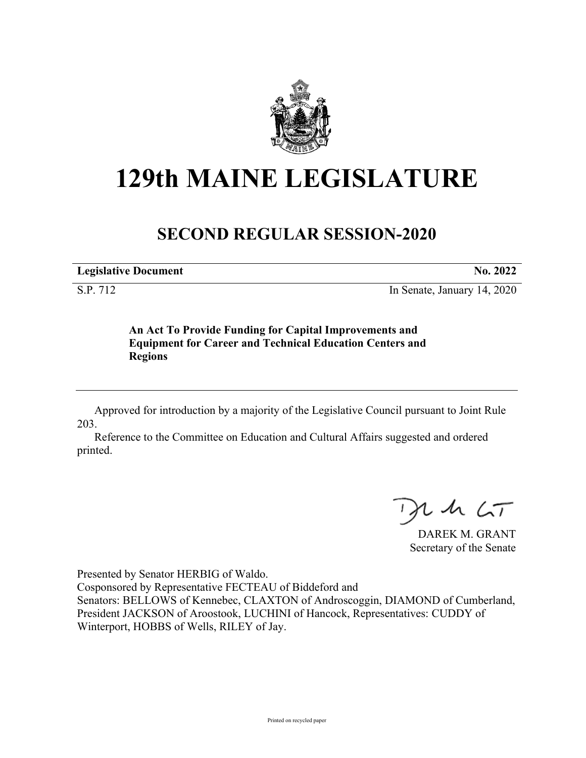# 129th MAINE LEGISLATURE

## SECOND REGULAR SESSION-2020

| **Legislative Document** | **No. 2022** |
|---|---|
| S.P. 712 | In Senate, January 14, 2020 |

**An Act To Provide Funding for Capital Improvements and Equipment for Career and Technical Education Centers and Regions**

---

Approved for introduction by a majority of the Legislative Council pursuant to Joint Rule 203.

Reference to the Committee on Education and Cultural Affairs suggested and ordered printed.

DAREK M. GRANT
Secretary of the Senate

Presented by Senator HERBIG of Waldo.
Cosponsored by Representative FECTEAU of Biddeford and
Senators: BELLOWS of Kennebec, CLAXTON of Androscoggin, DIAMOND of Cumberland, President JACKSON of Aroostook, LUCHINI of Hancock, Representatives: CUDDY of Winterport, HOBBS of Wells, RILEY of Jay.

Printed on recycled paper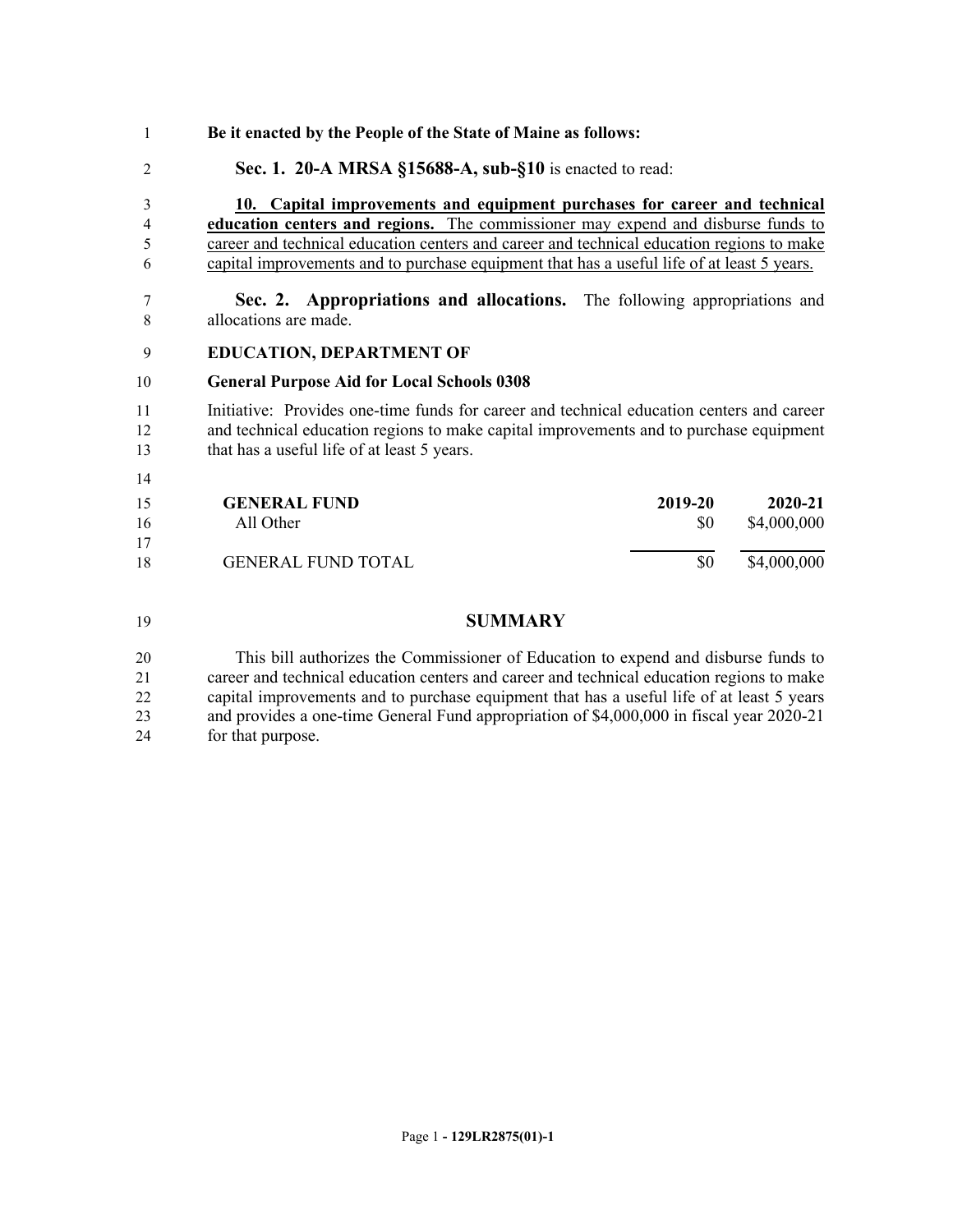**Be it enacted by the People of the State of Maine as follows:**

**Sec. 1. 20-A MRSA §15688-A, sub-§10** is enacted to read:

**10. Capital improvements and equipment purchases for career and technical education centers and regions.** The commissioner may expend and disburse funds to career and technical education centers and career and technical education regions to make capital improvements and to purchase equipment that has a useful life of at least 5 years.

**Sec. 2. Appropriations and allocations.** The following appropriations and allocations are made.

**EDUCATION, DEPARTMENT OF**

**General Purpose Aid for Local Schools 0308**

Initiative: Provides one-time funds for career and technical education centers and career and technical education regions to make capital improvements and to purchase equipment that has a useful life of at least 5 years.

| GENERAL FUND | 2019-20 | 2020-21 |
|---|---|---|
| All Other | $0 | $4,000,000 |
| GENERAL FUND TOTAL | $0 | $4,000,000 |

## SUMMARY

This bill authorizes the Commissioner of Education to expend and disburse funds to career and technical education centers and career and technical education regions to make capital improvements and to purchase equipment that has a useful life of at least 5 years and provides a one-time General Fund appropriation of $4,000,000 in fiscal year 2020-21 for that purpose.